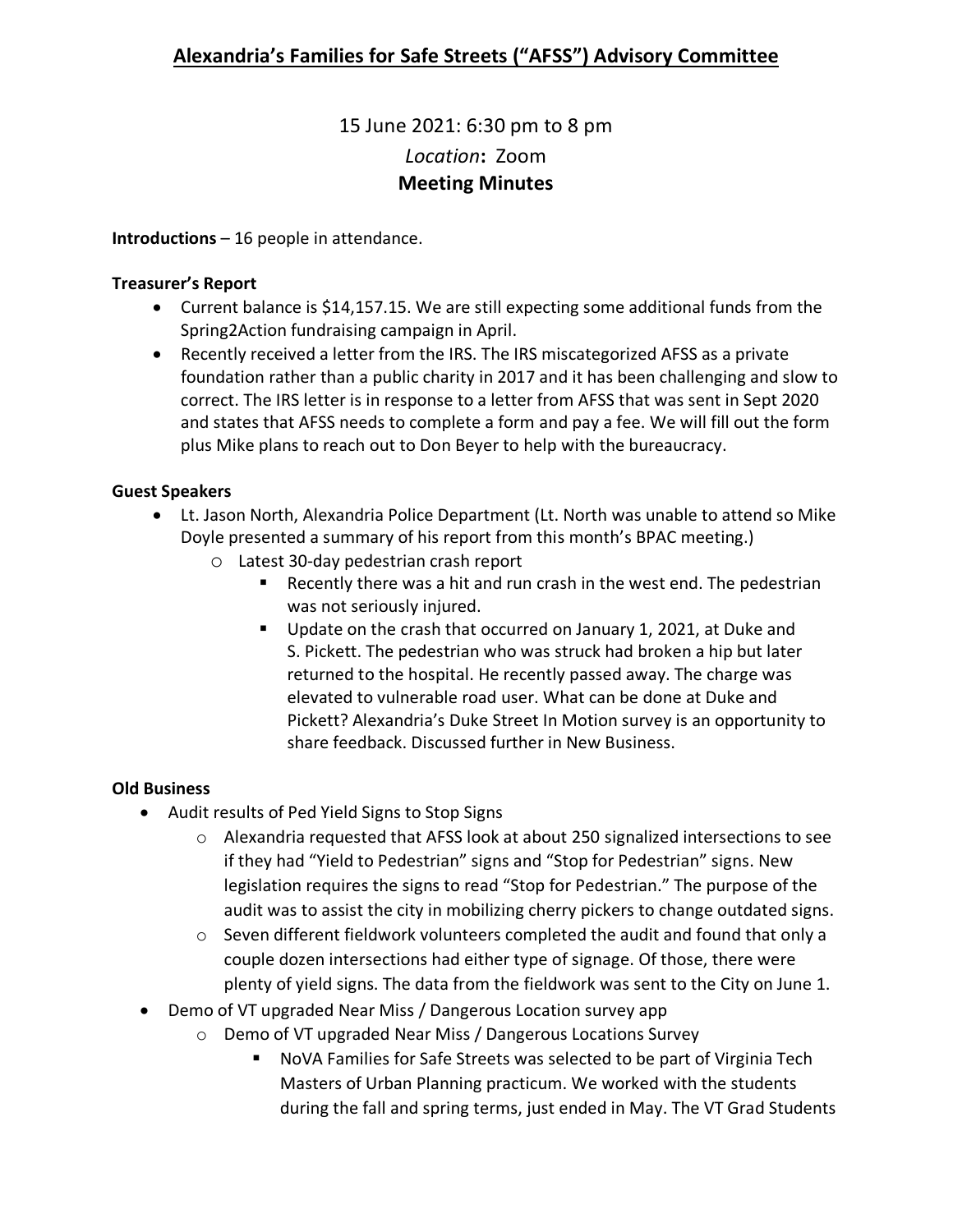# Alexandria's Families for Safe Streets ("AFSS") Advisory Committee

15 June 2021: 6:30 pm to 8 pm

*Location*: Zoom

**Meeting Minutes**

**Introductions** – 16 people in attendance.

**Treasurer's Report**

- Current balance is $14,157.15. We are still expecting some additional funds from the Spring2Action fundraising campaign in April.
- Recently received a letter from the IRS. The IRS miscategorized AFSS as a private foundation rather than a public charity in 2017 and it has been challenging and slow to correct. The IRS letter is in response to a letter from AFSS that was sent in Sept 2020 and states that AFSS needs to complete a form and pay a fee. We will fill out the form plus Mike plans to reach out to Don Beyer to help with the bureaucracy.

**Guest Speakers**

- Lt. Jason North, Alexandria Police Department (Lt. North was unable to attend so Mike Doyle presented a summary of his report from this month's BPAC meeting.)
  - Latest 30-day pedestrian crash report
    - Recently there was a hit and run crash in the west end. The pedestrian was not seriously injured.
    - Update on the crash that occurred on January 1, 2021, at Duke and S. Pickett. The pedestrian who was struck had broken a hip but later returned to the hospital. He recently passed away. The charge was elevated to vulnerable road user. What can be done at Duke and Pickett? Alexandria's Duke Street In Motion survey is an opportunity to share feedback. Discussed further in New Business.

**Old Business**

- Audit results of Ped Yield Signs to Stop Signs
  - Alexandria requested that AFSS look at about 250 signalized intersections to see if they had "Yield to Pedestrian" signs and "Stop for Pedestrian" signs. New legislation requires the signs to read "Stop for Pedestrian." The purpose of the audit was to assist the city in mobilizing cherry pickers to change outdated signs.
  - Seven different fieldwork volunteers completed the audit and found that only a couple dozen intersections had either type of signage. Of those, there were plenty of yield signs. The data from the fieldwork was sent to the City on June 1.
- Demo of VT upgraded Near Miss / Dangerous Location survey app
  - Demo of VT upgraded Near Miss / Dangerous Locations Survey
    - NoVA Families for Safe Streets was selected to be part of Virginia Tech Masters of Urban Planning practicum. We worked with the students during the fall and spring terms, just ended in May. The VT Grad Students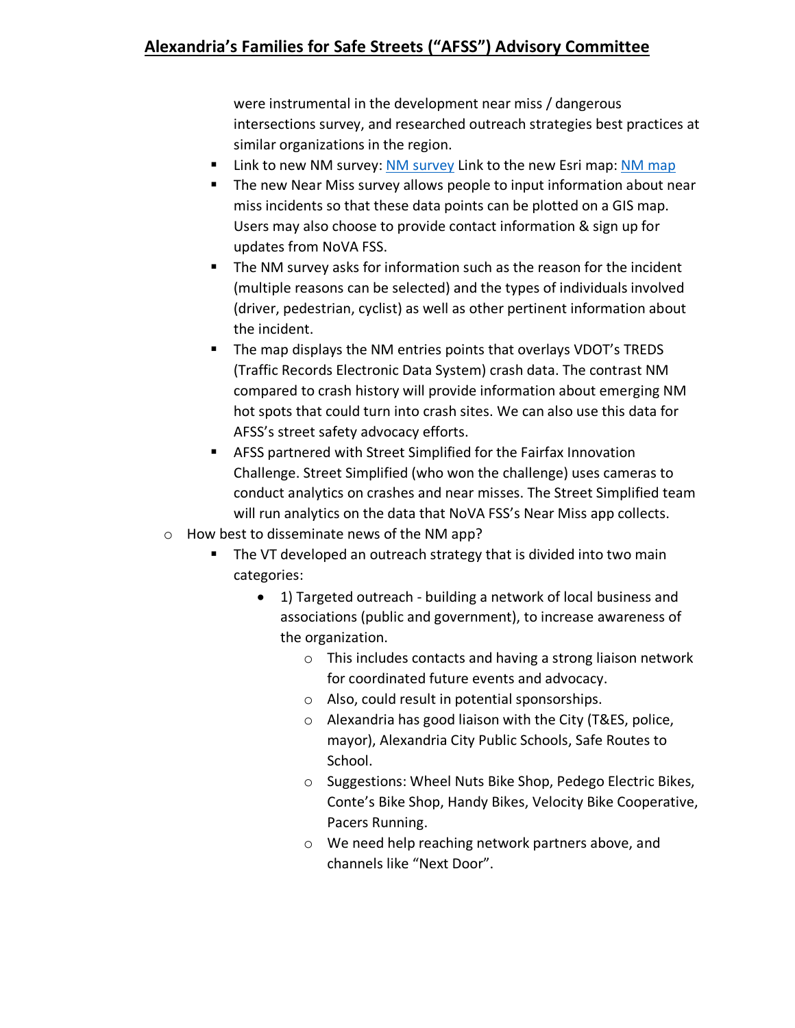were instrumental in the development near miss / dangerous intersections survey, and researched outreach strategies best practices at similar organizations in the region.

    - Link to new NM survey: [NM survey]() Link to the new Esri map: [NM map]()
    - The new Near Miss survey allows people to input information about near miss incidents so that these data points can be plotted on a GIS map. Users may also choose to provide contact information & sign up for updates from NoVA FSS.
    - The NM survey asks for information such as the reason for the incident (multiple reasons can be selected) and the types of individuals involved (driver, pedestrian, cyclist) as well as other pertinent information about the incident.
    - The map displays the NM entries points that overlays VDOT's TREDS (Traffic Records Electronic Data System) crash data. The contrast NM compared to crash history will provide information about emerging NM hot spots that could turn into crash sites. We can also use this data for AFSS's street safety advocacy efforts.
    - AFSS partnered with Street Simplified for the Fairfax Innovation Challenge. Street Simplified (who won the challenge) uses cameras to conduct analytics on crashes and near misses. The Street Simplified team will run analytics on the data that NoVA FSS's Near Miss app collects.
  - How best to disseminate news of the NM app?
    - The VT developed an outreach strategy that is divided into two main categories:
      - 1) Targeted outreach - building a network of local business and associations (public and government), to increase awareness of the organization.
        - This includes contacts and having a strong liaison network for coordinated future events and advocacy.
        - Also, could result in potential sponsorships.
        - Alexandria has good liaison with the City (T&ES, police, mayor), Alexandria City Public Schools, Safe Routes to School.
        - Suggestions: Wheel Nuts Bike Shop, Pedego Electric Bikes, Conte's Bike Shop, Handy Bikes, Velocity Bike Cooperative, Pacers Running.
        - We need help reaching network partners above, and channels like "Next Door".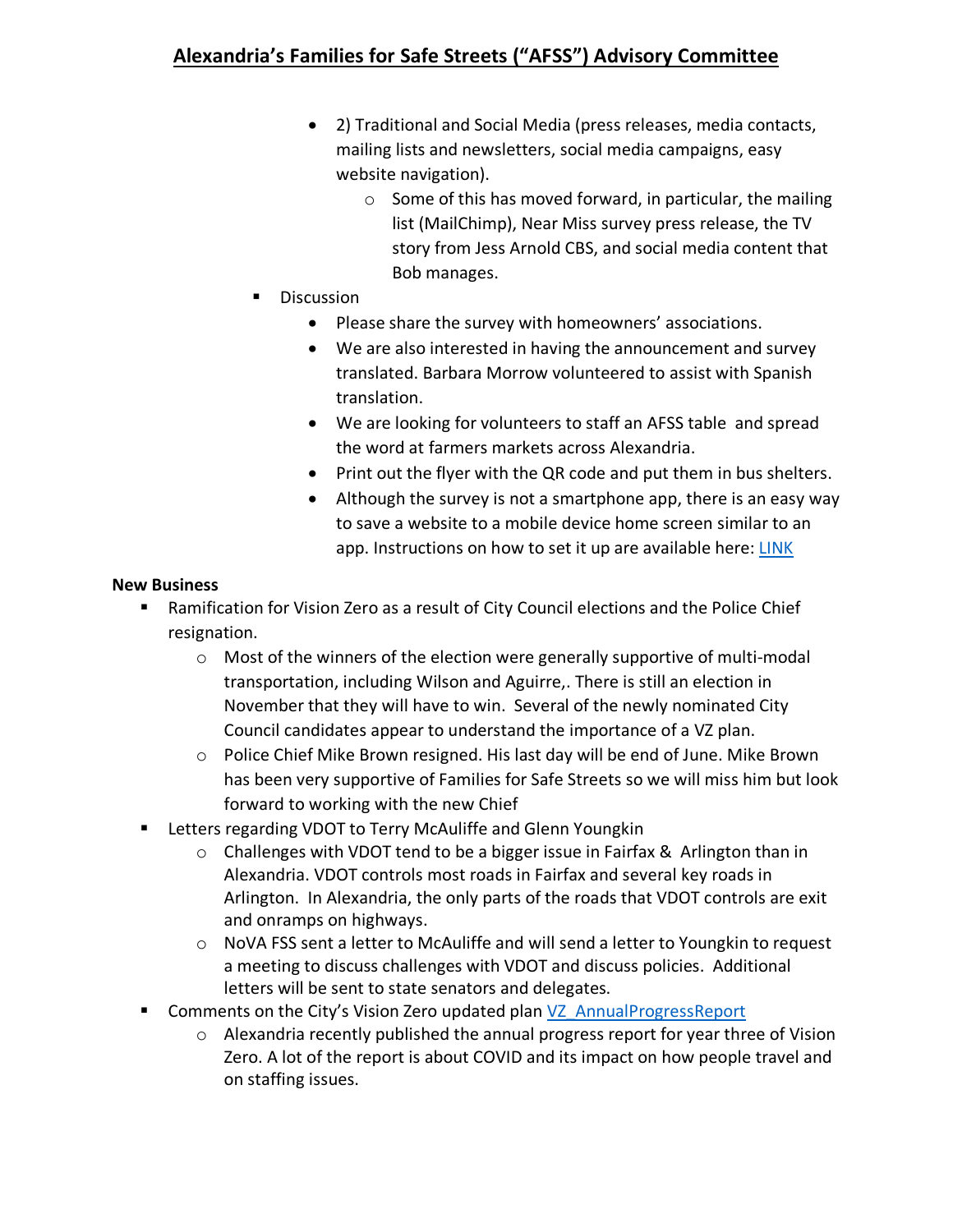- 2) Traditional and Social Media (press releases, media contacts, mailing lists and newsletters, social media campaigns, easy website navigation).
  - Some of this has moved forward, in particular, the mailing list (MailChimp), Near Miss survey press release, the TV story from Jess Arnold CBS, and social media content that Bob manages.

- Discussion
  - Please share the survey with homeowners' associations.
  - We are also interested in having the announcement and survey translated. Barbara Morrow volunteered to assist with Spanish translation.
  - We are looking for volunteers to staff an AFSS table and spread the word at farmers markets across Alexandria.
  - Print out the flyer with the QR code and put them in bus shelters.
  - Although the survey is not a smartphone app, there is an easy way to save a website to a mobile device home screen similar to an app. Instructions on how to set it up are available here: LINK

**New Business**

- Ramification for Vision Zero as a result of City Council elections and the Police Chief resignation.
  - Most of the winners of the election were generally supportive of multi-modal transportation, including Wilson and Aguirre,. There is still an election in November that they will have to win. Several of the newly nominated City Council candidates appear to understand the importance of a VZ plan.
  - Police Chief Mike Brown resigned. His last day will be end of June. Mike Brown has been very supportive of Families for Safe Streets so we will miss him but look forward to working with the new Chief
- Letters regarding VDOT to Terry McAuliffe and Glenn Youngkin
  - Challenges with VDOT tend to be a bigger issue in Fairfax & Arlington than in Alexandria. VDOT controls most roads in Fairfax and several key roads in Arlington. In Alexandria, the only parts of the roads that VDOT controls are exit and onramps on highways.
  - NoVA FSS sent a letter to McAuliffe and will send a letter to Youngkin to request a meeting to discuss challenges with VDOT and discuss policies. Additional letters will be sent to state senators and delegates.
- Comments on the City's Vision Zero updated plan VZ_AnnualProgressReport
  - Alexandria recently published the annual progress report for year three of Vision Zero. A lot of the report is about COVID and its impact on how people travel and on staffing issues.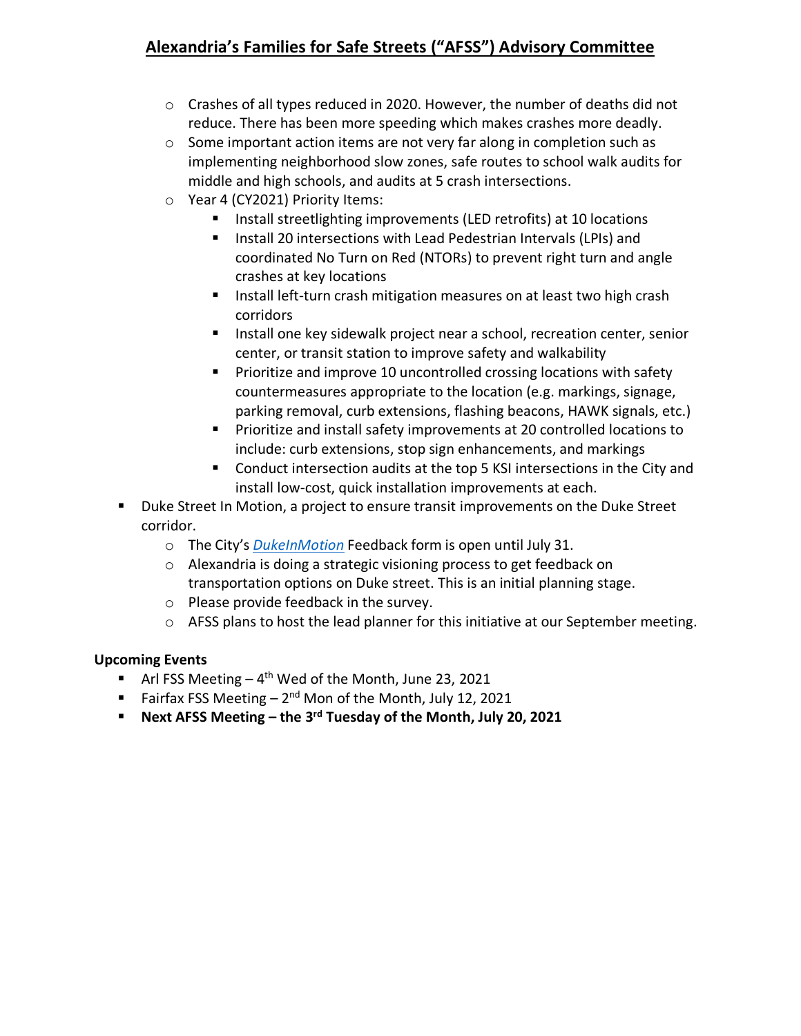- Crashes of all types reduced in 2020. However, the number of deaths did not reduce. There has been more speeding which makes crashes more deadly.
- Some important action items are not very far along in completion such as implementing neighborhood slow zones, safe routes to school walk audits for middle and high schools, and audits at 5 crash intersections.
- Year 4 (CY2021) Priority Items:
  - Install streetlighting improvements (LED retrofits) at 10 locations
  - Install 20 intersections with Lead Pedestrian Intervals (LPIs) and coordinated No Turn on Red (NTORs) to prevent right turn and angle crashes at key locations
  - Install left-turn crash mitigation measures on at least two high crash corridors
  - Install one key sidewalk project near a school, recreation center, senior center, or transit station to improve safety and walkability
  - Prioritize and improve 10 uncontrolled crossing locations with safety countermeasures appropriate to the location (e.g. markings, signage, parking removal, curb extensions, flashing beacons, HAWK signals, etc.)
  - Prioritize and install safety improvements at 20 controlled locations to include: curb extensions, stop sign enhancements, and markings
  - Conduct intersection audits at the top 5 KSI intersections in the City and install low-cost, quick installation improvements at each.

- Duke Street In Motion, a project to ensure transit improvements on the Duke Street corridor.
  - The City's *DukeInMotion* Feedback form is open until July 31.
  - Alexandria is doing a strategic visioning process to get feedback on transportation options on Duke street. This is an initial planning stage.
  - Please provide feedback in the survey.
  - AFSS plans to host the lead planner for this initiative at our September meeting.

**Upcoming Events**

- Arl FSS Meeting – 4th Wed of the Month, June 23, 2021
- Fairfax FSS Meeting – 2nd Mon of the Month, July 12, 2021
- **Next AFSS Meeting – the 3rd Tuesday of the Month, July 20, 2021**